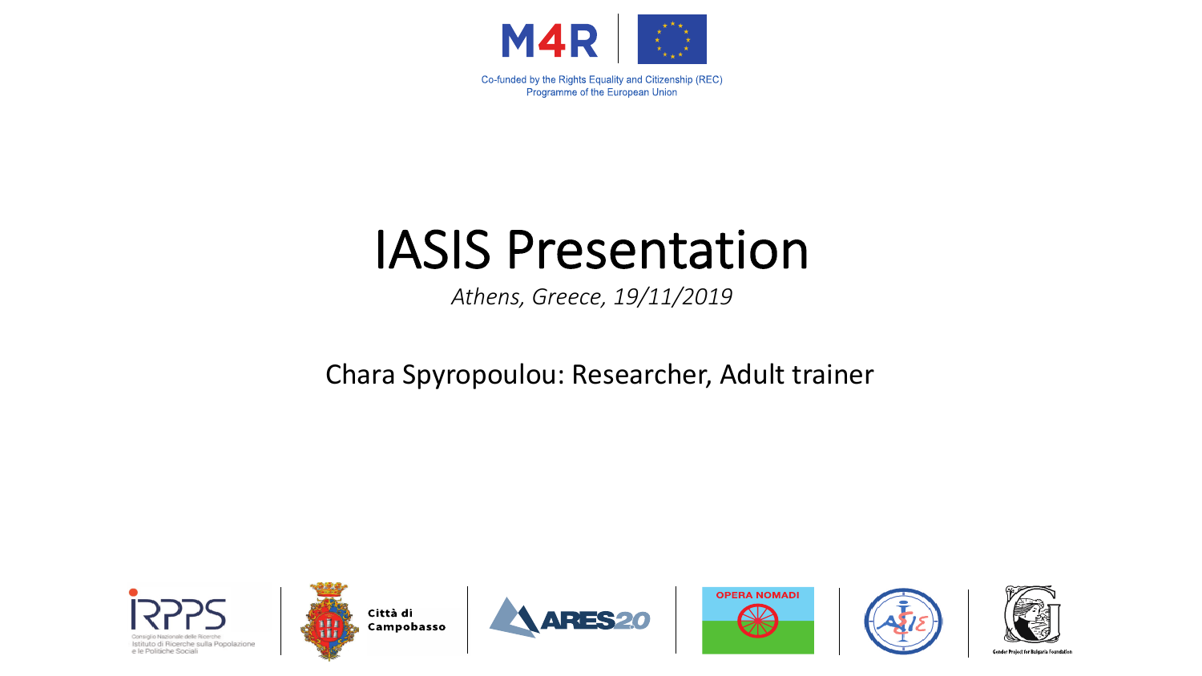M4R

Co-funded by the Rights Equality and Citizenship (REC) Programme of the European Union

# IASIS Presentation

*Athens, Greece, 19/11/2019*

Chara Spyropoulou: Researcher, Adult trainer

IRPPS – Consiglio Nazionale delle Ricerche – Istituto di Ricerche sulla Popolazione e le Politiche Sociali | Città di Campobasso | ARES2.0 | OPERA NOMADI | Gender Project for Bulgaria Foundation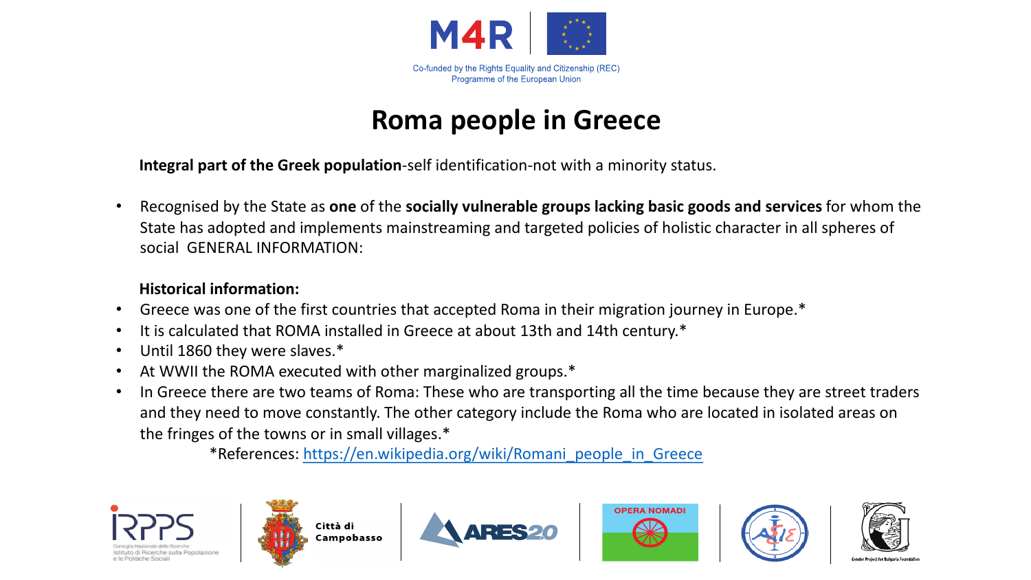# Roma people in Greece

**Integral part of the Greek population**-self identification-not with a minority status.

- Recognised by the State as **one** of the **socially vulnerable groups lacking basic goods and services** for whom the State has adopted and implements mainstreaming and targeted policies of holistic character in all spheres of social GENERAL INFORMATION:

**Historical information:**

- Greece was one of the first countries that accepted Roma in their migration journey in Europe.*
- It is calculated that ROMA installed in Greece at about 13th and 14th century.*
- Until 1860 they were slaves.*
- At WWII the ROMA executed with other marginalized groups.*
- In Greece there are two teams of Roma: These who are transporting all the time because they are street traders and they need to move constantly. The other category include the Roma who are located in isolated areas on the fringes of the towns or in small villages.*

*References: https://en.wikipedia.org/wiki/Romani_people_in_Greece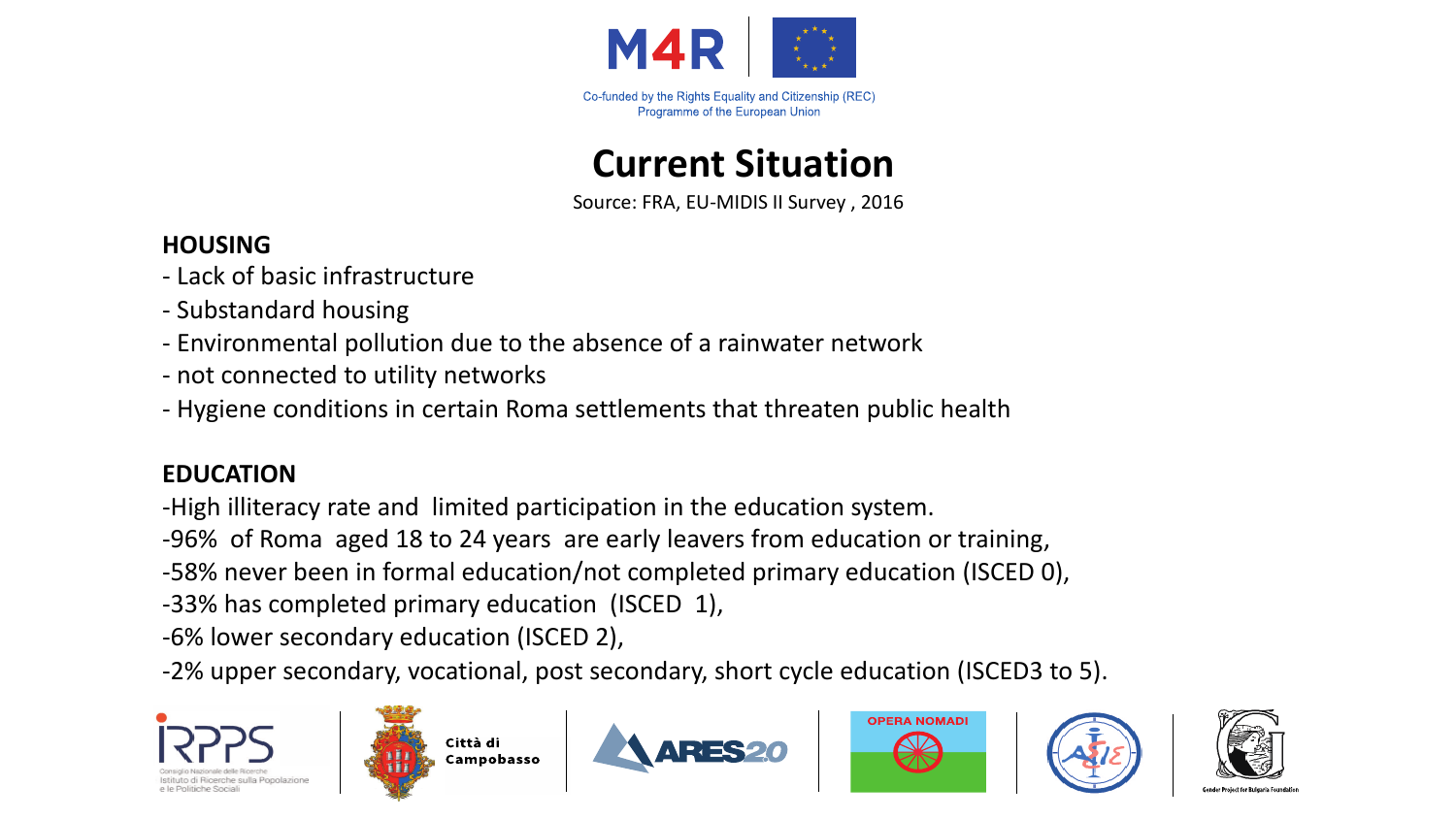# Current Situation

Source: FRA, EU-MIDIS II Survey , 2016

**HOUSING**

- Lack of basic infrastructure
- Substandard housing
- Environmental pollution due to the absence of a rainwater network
- not connected to utility networks
- Hygiene conditions in certain Roma settlements that threaten public health

**EDUCATION**

-High illiteracy rate and limited participation in the education system.

-96% of Roma aged 18 to 24 years are early leavers from education or training,

-58% never been in formal education/not completed primary education (ISCED 0),

-33% has completed primary education (ISCED 1),

-6% lower secondary education (ISCED 2),

-2% upper secondary, vocational, post secondary, short cycle education (ISCED3 to 5).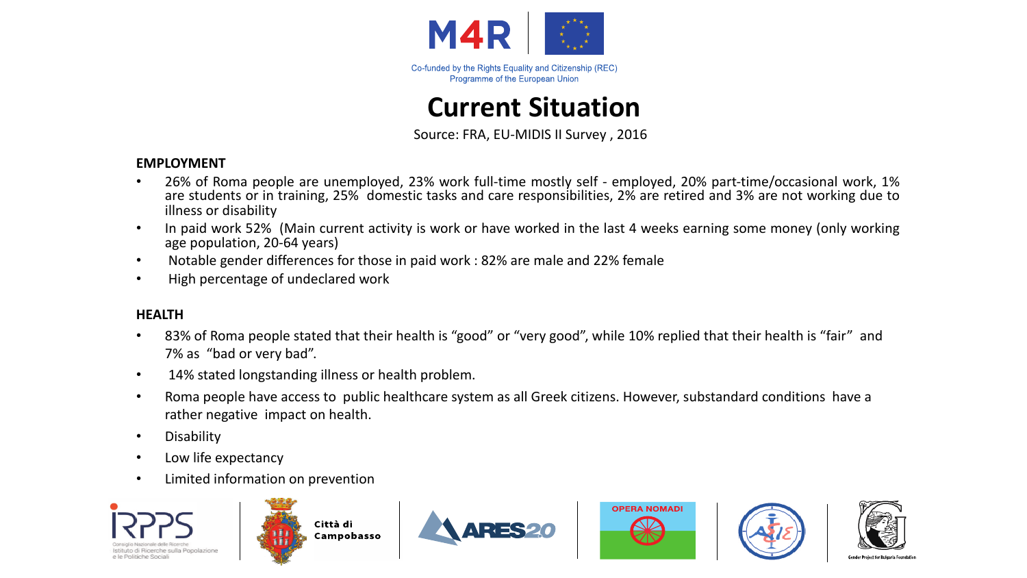# Current Situation

Source: FRA, EU-MIDIS II Survey , 2016

**EMPLOYMENT**

- 26% of Roma people are unemployed, 23% work full-time mostly self - employed, 20% part-time/occasional work, 1% are students or in training, 25% domestic tasks and care responsibilities, 2% are retired and 3% are not working due to illness or disability
- In paid work 52% (Main current activity is work or have worked in the last 4 weeks earning some money (only working age population, 20-64 years)
- Notable gender differences for those in paid work : 82% are male and 22% female
- High percentage of undeclared work

**HEALTH**

- 83% of Roma people stated that their health is "good" or "very good", while 10% replied that their health is "fair" and 7% as "bad or very bad".
- 14% stated longstanding illness or health problem.
- Roma people have access to public healthcare system as all Greek citizens. However, substandard conditions have a rather negative impact on health.
- Disability
- Low life expectancy
- Limited information on prevention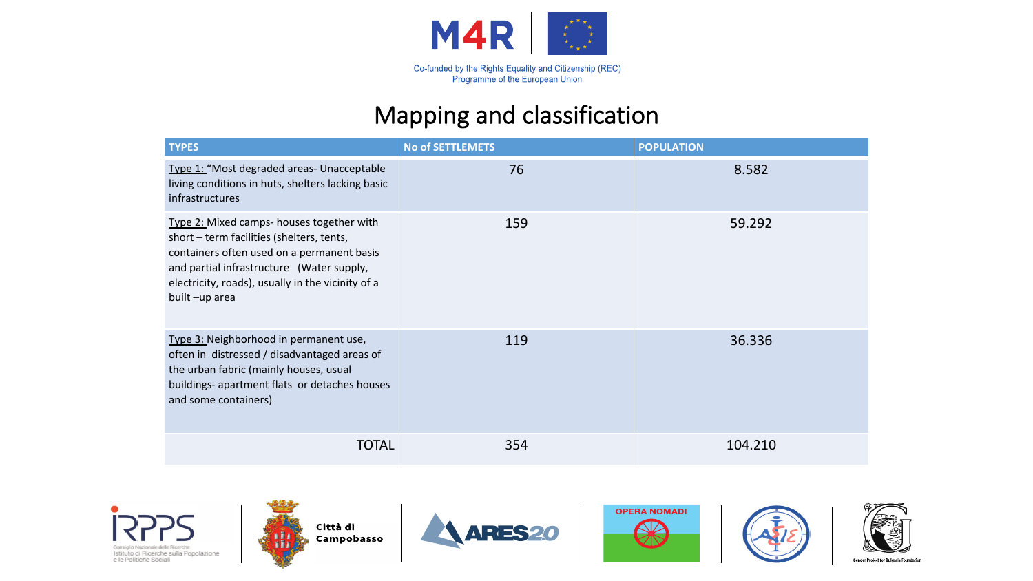# Mapping and classification

| TYPES | No of SETTLEMETS | POPULATION |
|---|---|---|
| Type 1: "Most degraded areas- Unacceptable living conditions in huts, shelters lacking basic infrastructures | 76 | 8.582 |
| Type 2: Mixed camps- houses together with short – term facilities (shelters, tents, containers often used on a permanent basis and partial infrastructure (Water supply, electricity, roads), usually in the vicinity of a built –up area | 159 | 59.292 |
| Type 3: Neighborhood in permanent use, often in distressed / disadvantaged areas of the urban fabric (mainly houses, usual buildings- apartment flats or detaches houses and some containers) | 119 | 36.336 |
| TOTAL | 354 | 104.210 |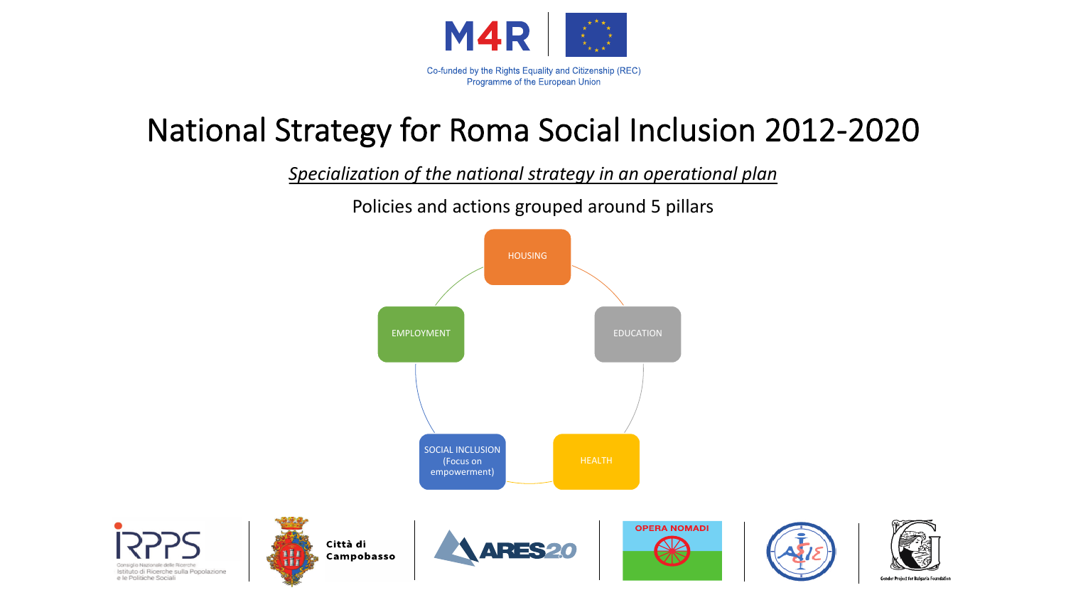# National Strategy for Roma Social Inclusion 2012-2020

*Specialization of the national strategy in an operational plan*

Policies and actions grouped around 5 pillars

- HOUSING
- EDUCATION
- HEALTH
- SOCIAL INCLUSION (Focus on empowerment)
- EMPLOYMENT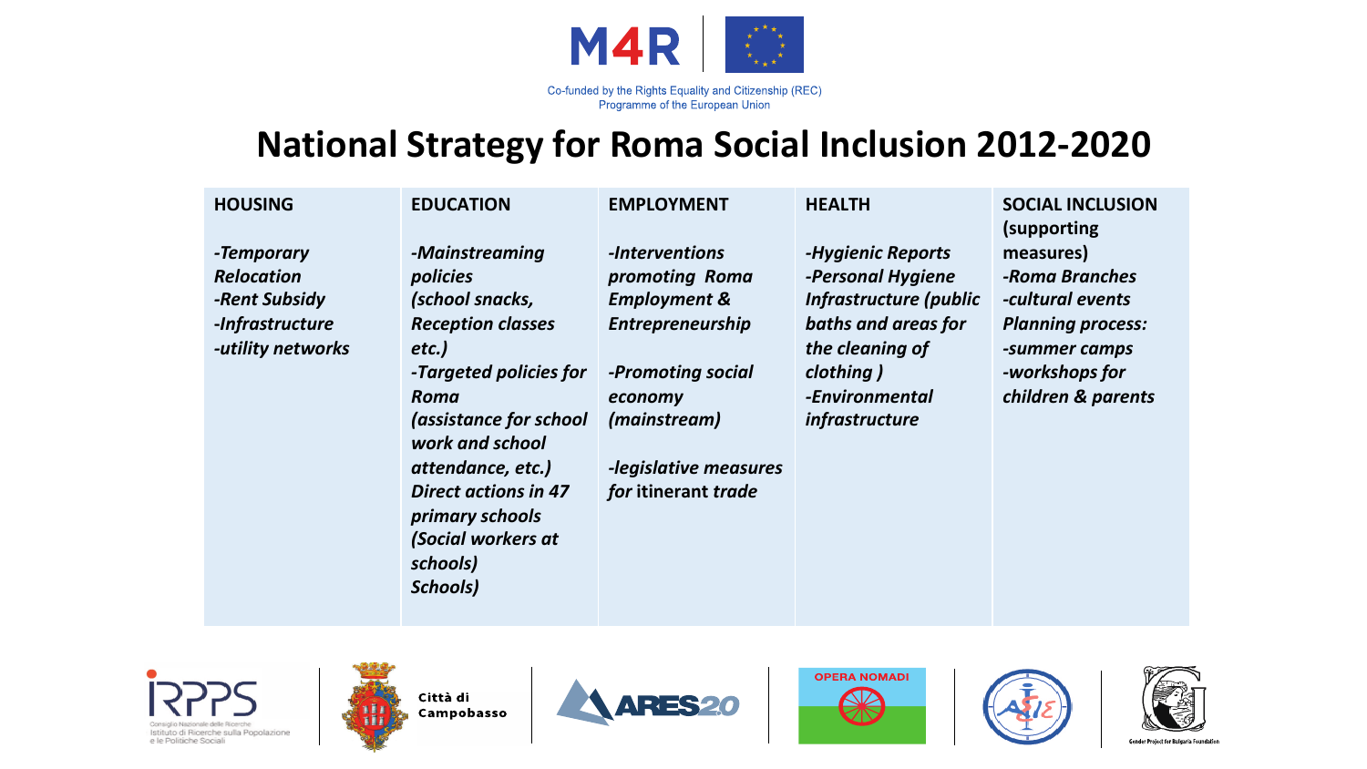Co-funded by the Rights Equality and Citizenship (REC) Programme of the European Union

# National Strategy for Roma Social Inclusion 2012-2020

| HOUSING | EDUCATION | EMPLOYMENT | HEALTH | SOCIAL INCLUSION (supporting measures) |
|---|---|---|---|---|
| *-Temporary Relocation*<br>*-Rent Subsidy*<br>*-Infrastructure*<br>*-utility networks* | *-Mainstreaming policies (school snacks, Reception classes etc.)*<br>*-Targeted policies for Roma (assistance for school work and school attendance, etc.)*<br>*Direct actions in 47 primary schools (Social workers at schools) Schools)* | *-Interventions promoting Roma Employment & Entrepreneurship*<br><br>*-Promoting social economy (mainstream)*<br><br>*-legislative measures for itinerant trade* | *-Hygienic Reports*<br>*-Personal Hygiene Infrastructure (public baths and areas for the cleaning of clothing )*<br>*-Environmental infrastructure* | *-Roma Branches*<br>*-cultural events*<br>*Planning process:*<br>*-summer camps*<br>*-workshops for children & parents* |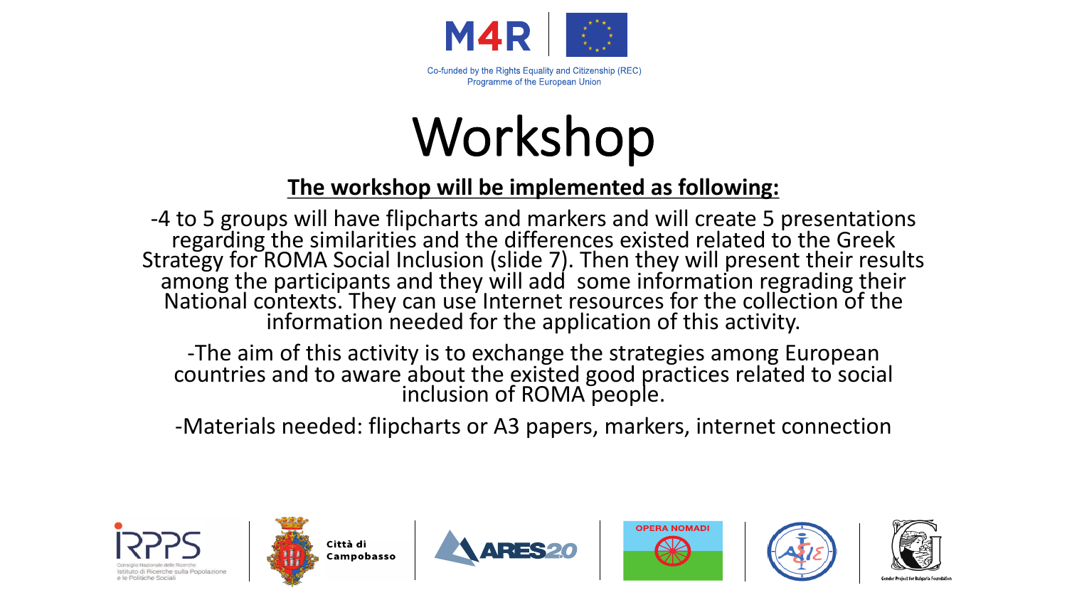# Workshop

**The workshop will be implemented as following:**

-4 to 5 groups will have flipcharts and markers and will create 5 presentations regarding the similarities and the differences existed related to the Greek Strategy for ROMA Social Inclusion (slide 7). Then they will present their results among the participants and they will add some information regrading their National contexts. They can use Internet resources for the collection of the information needed for the application of this activity.

-The aim of this activity is to exchange the strategies among European countries and to aware about the existed good practices related to social inclusion of ROMA people.

-Materials needed: flipcharts or A3 papers, markers, internet connection